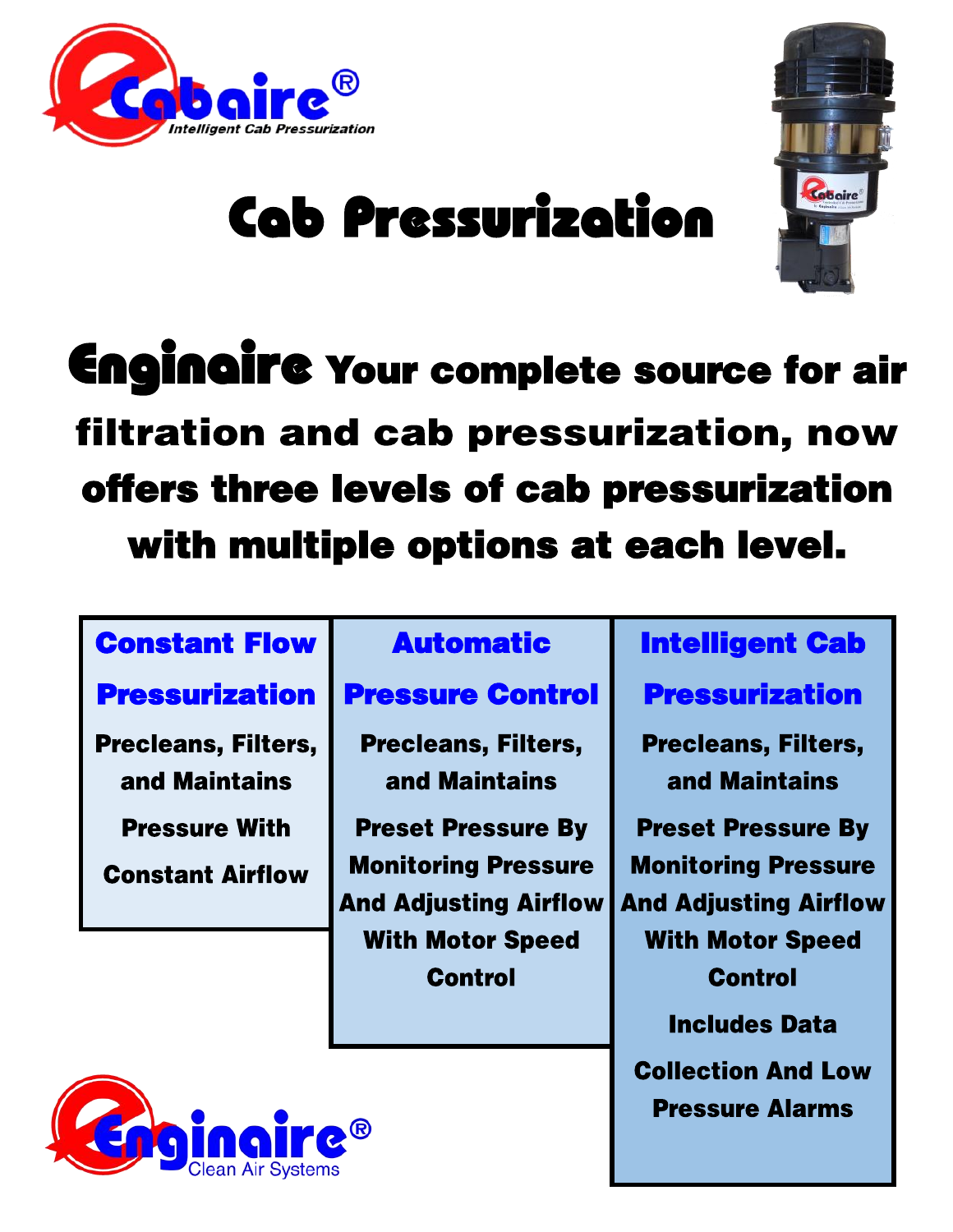Cabaire®
*Intelligent Cab Pressurization*

# Cab Pressurization

## Enginaire Your complete source for air filtration and cab pressurization, now offers three levels of cab pressurization with multiple options at each level.

| Constant Flow Pressurization | Automatic Pressure Control | Intelligent Cab Pressurization |
|---|---|---|
| Precleans, Filters, and Maintains Pressure With Constant Airflow | Precleans, Filters, and Maintains Preset Pressure By Monitoring Pressure And Adjusting Airflow With Motor Speed Control | Precleans, Filters, and Maintains Preset Pressure By Monitoring Pressure And Adjusting Airflow With Motor Speed Control Includes Data Collection And Low Pressure Alarms |

Enginaire®
Clean Air Systems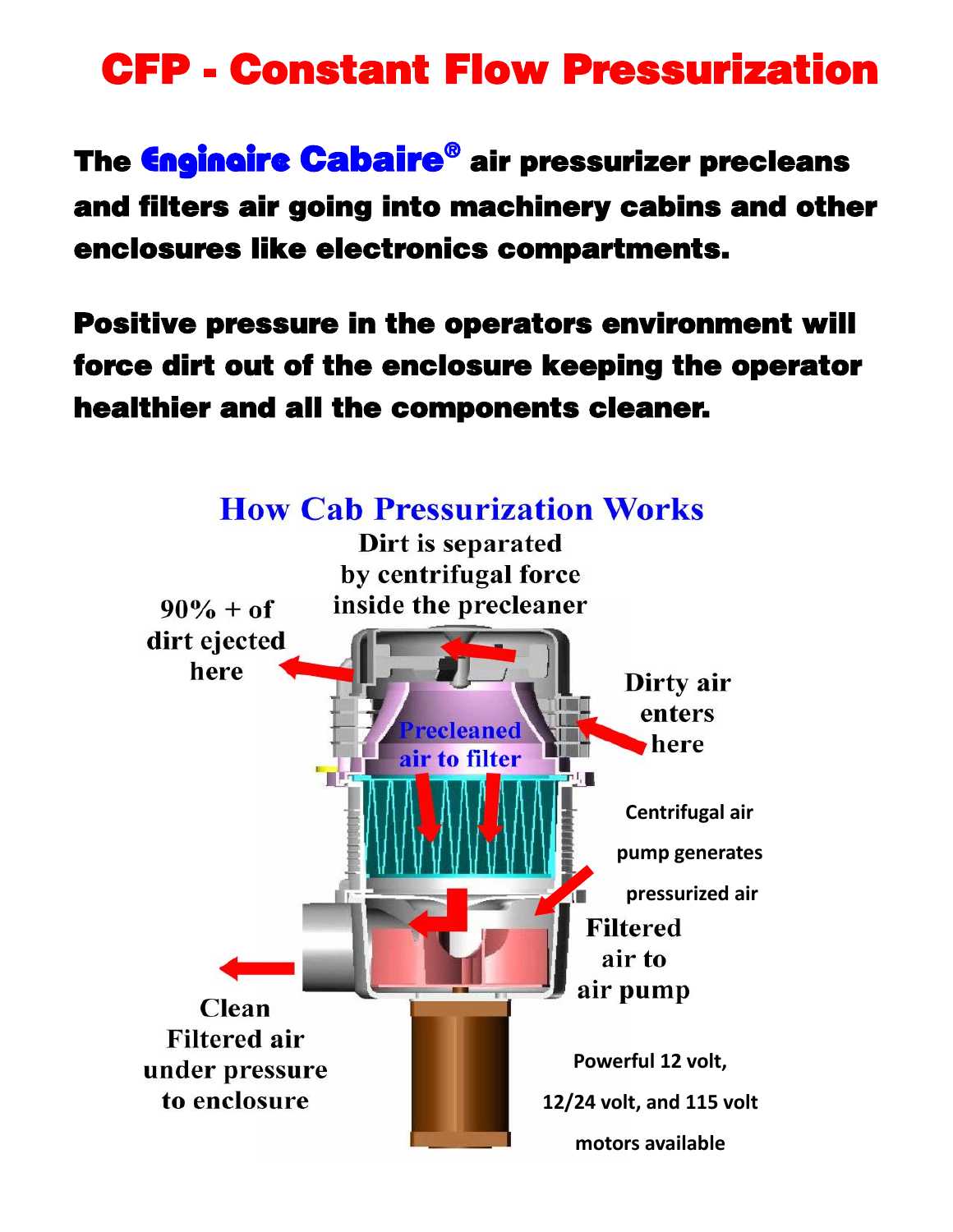# CFP - Constant Flow Pressurization

**The Enginaire Cabaire® air pressurizer precleans and filters air going into machinery cabins and other enclosures like electronics compartments.**

**Positive pressure in the operators environment will force dirt out of the enclosure keeping the operator healthier and all the components cleaner.**

## How Cab Pressurization Works

Dirt is separated by centrifugal force inside the precleaner

90% + of dirt ejected here

Dirty air enters here

Precleaned air to filter

Centrifugal air pump generates pressurized air

Filtered air to air pump

Clean Filtered air under pressure to enclosure

Powerful 12 volt, 12/24 volt, and 115 volt motors available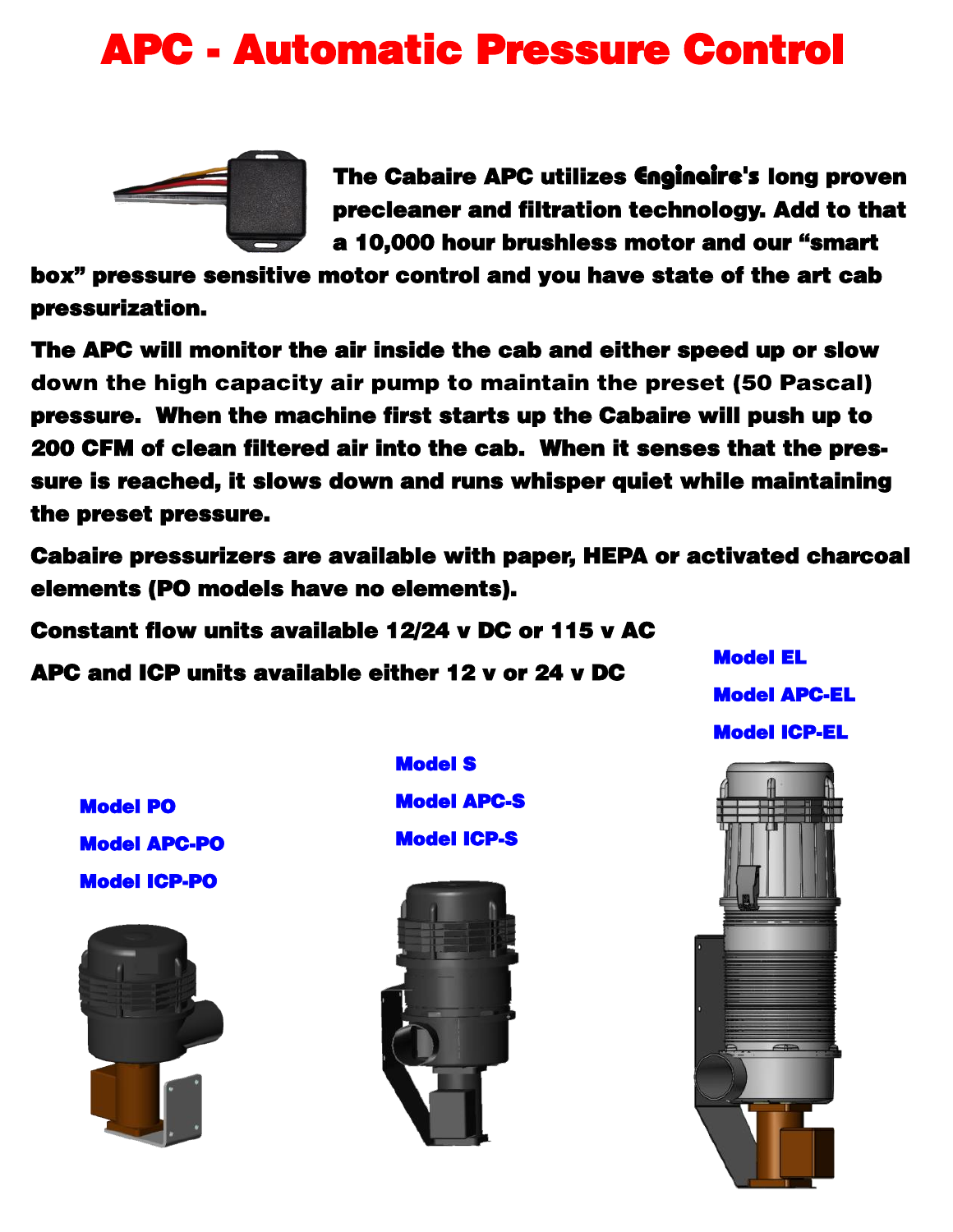# APC - Automatic Pressure Control

**The Cabaire APC utilizes Enginaire's long proven precleaner and filtration technology. Add to that a 10,000 hour brushless motor and our "smart box" pressure sensitive motor control and you have state of the art cab pressurization.**

**The APC will monitor the air inside the cab and either speed up or slow down the high capacity air pump to maintain the preset (50 Pascal) pressure. When the machine first starts up the Cabaire will push up to 200 CFM of clean filtered air into the cab. When it senses that the pressure is reached, it slows down and runs whisper quiet while maintaining the preset pressure.**

**Cabaire pressurizers are available with paper, HEPA or activated charcoal elements (PO models have no elements).**

**Constant flow units available 12/24 v DC or 115 v AC**

**APC and ICP units available either 12 v or 24 v DC**

**Model PO**
**Model APC-PO**
**Model ICP-PO**

**Model S**
**Model APC-S**
**Model ICP-S**

**Model EL**
**Model APC-EL**
**Model ICP-EL**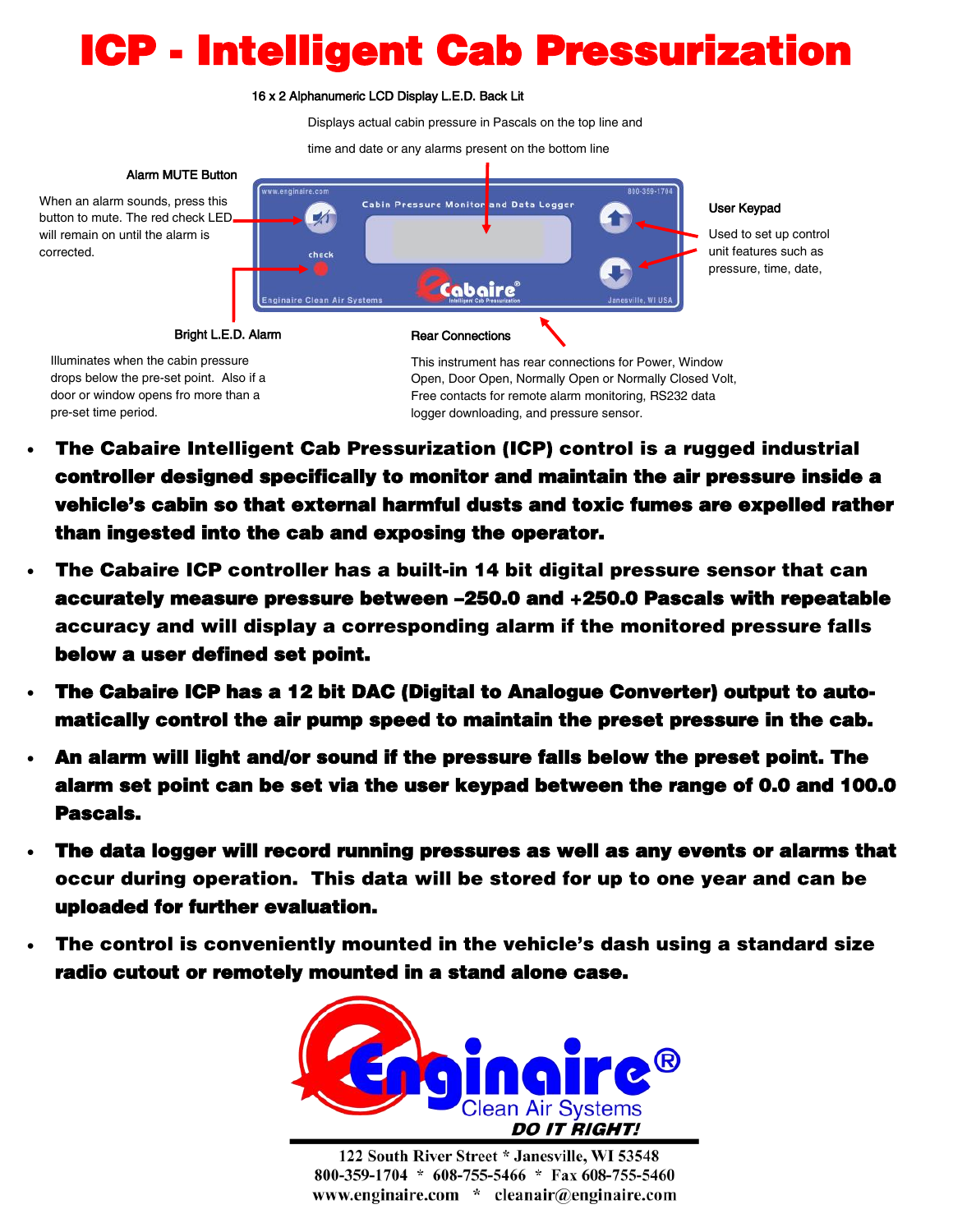# ICP - Intelligent Cab Pressurization

**16 x 2 Alphanumeric LCD Display L.E.D. Back Lit**

Displays actual cabin pressure in Pascals on the top line and time and date or any alarms present on the bottom line

**Alarm MUTE Button**

When an alarm sounds, press this button to mute. The red check LED will remain on until the alarm is corrected.

**User Keypad**

Used to set up control unit features such as pressure, time, date,

**Bright L.E.D. Alarm**

Illuminates when the cabin pressure drops below the pre-set point. Also if a door or window opens fro more than a pre-set time period.

**Rear Connections**

This instrument has rear connections for Power, Window Open, Door Open, Normally Open or Normally Closed Volt, Free contacts for remote alarm monitoring, RS232 data logger downloading, and pressure sensor.

- **The Cabaire Intelligent Cab Pressurization (ICP) control is a rugged industrial controller designed specifically to monitor and maintain the air pressure inside a vehicle's cabin so that external harmful dusts and toxic fumes are expelled rather than ingested into the cab and exposing the operator.**
- **The Cabaire ICP controller has a built-in 14 bit digital pressure sensor that can accurately measure pressure between –250.0 and +250.0 Pascals with repeatable accuracy and will display a corresponding alarm if the monitored pressure falls below a user defined set point.**
- **The Cabaire ICP has a 12 bit DAC (Digital to Analogue Converter) output to automatically control the air pump speed to maintain the preset pressure in the cab.**
- **An alarm will light and/or sound if the pressure falls below the preset point. The alarm set point can be set via the user keypad between the range of 0.0 and 100.0 Pascals.**
- **The data logger will record running pressures as well as any events or alarms that occur during operation. This data will be stored for up to one year and can be uploaded for further evaluation.**
- **The control is conveniently mounted in the vehicle's dash using a standard size radio cutout or remotely mounted in a stand alone case.**

Enginaire® Clean Air Systems
*DO IT RIGHT!*

122 South River Street * Janesville, WI 53548
800-359-1704 * 608-755-5466 * Fax 608-755-5460
www.enginaire.com * cleanair@enginaire.com